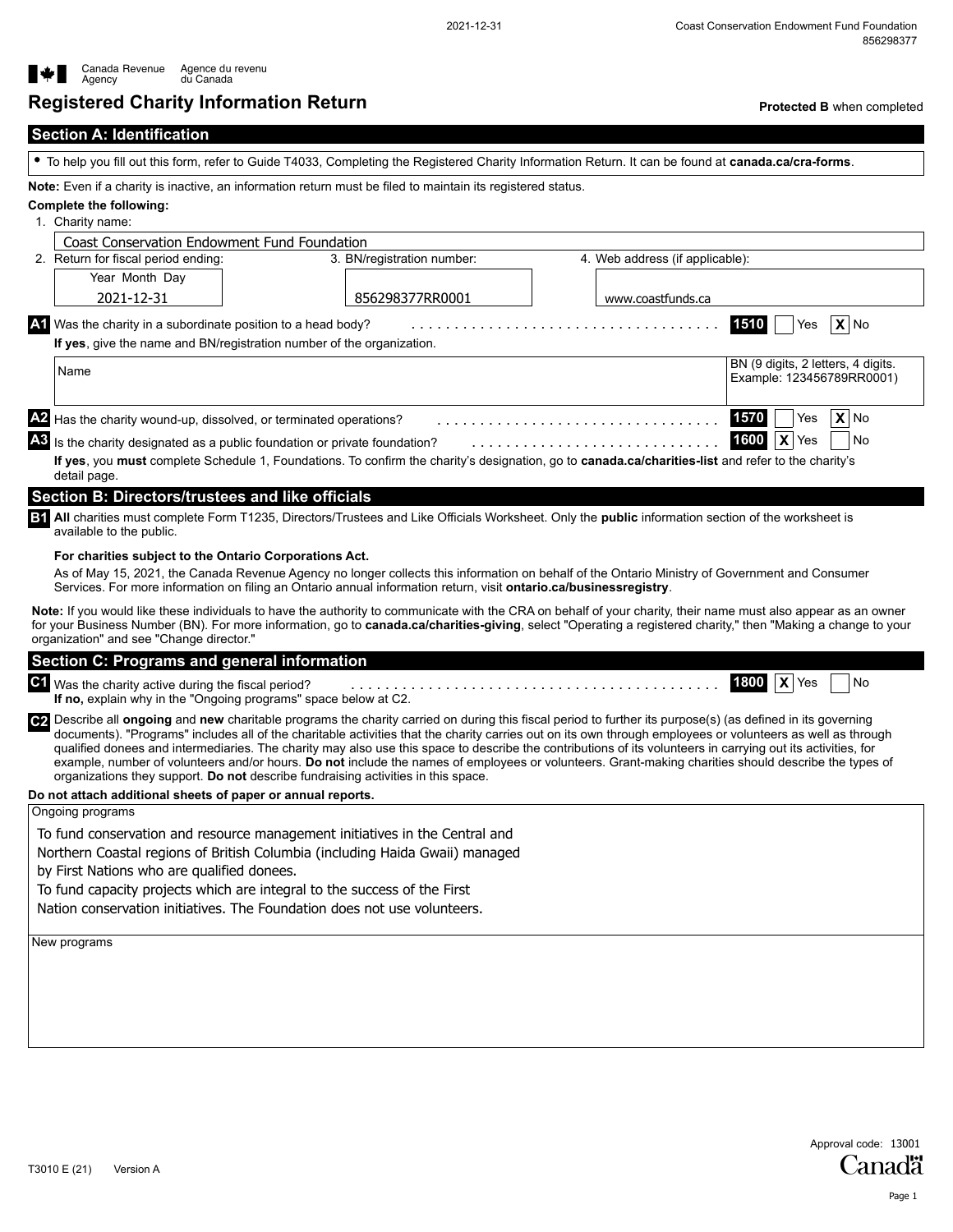Canada Revenue Agency / Agence du revenu du Canada

# Registered Charity Information Return

**Protected B** when completed

## Section A: Identification

- To help you fill out this form, refer to Guide T4033, Completing the Registered Charity Information Return. It can be found at **canada.ca/cra-forms**.

**Note:** Even if a charity is inactive, an information return must be filed to maintain its registered status.

**Complete the following:**

1. Charity name: Coast Conservation Endowment Fund Foundation
2. Return for fiscal period ending (Year Month Day): 2021-12-31
3. BN/registration number: 856298377RR0001
4. Web address (if applicable): www.coastfunds.ca

**A1** Was the charity in a subordinate position to a head body? **1510** [ ] Yes [X] No

**If yes**, give the name and BN/registration number of the organization.

| Name | BN (9 digits, 2 letters, 4 digits. Example: 123456789RR0001) |
|---|---|
| | |

**A2** Has the charity wound-up, dissolved, or terminated operations? **1570** [ ] Yes [X] No

**A3** Is the charity designated as a public foundation or private foundation? **1600** [X] Yes [ ] No

**If yes**, you **must** complete Schedule 1, Foundations. To confirm the charity's designation, go to **canada.ca/charities-list** and refer to the charity's detail page.

## Section B: Directors/trustees and like officials

**B1** **All** charities must complete Form T1235, Directors/Trustees and Like Officials Worksheet. Only the **public** information section of the worksheet is available to the public.

**For charities subject to the Ontario Corporations Act.**

As of May 15, 2021, the Canada Revenue Agency no longer collects this information on behalf of the Ontario Ministry of Government and Consumer Services. For more information on filing an Ontario annual information return, visit **ontario.ca/businessregistry**.

**Note:** If you would like these individuals to have the authority to communicate with the CRA on behalf of your charity, their name must also appear as an owner for your Business Number (BN). For more information, go to **canada.ca/charities-giving**, select "Operating a registered charity," then "Making a change to your organization" and see "Change director."

## Section C: Programs and general information

**C1** Was the charity active during the fiscal period? **1800** [X] Yes [ ] No

**If no,** explain why in the "Ongoing programs" space below at C2.

**C2** Describe all **ongoing** and **new** charitable programs the charity carried on during this fiscal period to further its purpose(s) (as defined in its governing documents). "Programs" includes all of the charitable activities that the charity carries out on its own through employees or volunteers as well as through qualified donees and intermediaries. The charity may also use this space to describe the contributions of its volunteers in carrying out its activities, for example, number of volunteers and/or hours. **Do not** include the names of employees or volunteers. Grant-making charities should describe the types of organizations they support. **Do not** describe fundraising activities in this space.

**Do not attach additional sheets of paper or annual reports.**

Ongoing programs

To fund conservation and resource management initiatives in the Central and Northern Coastal regions of British Columbia (including Haida Gwaii) managed by First Nations who are qualified donees.
To fund capacity projects which are integral to the success of the First Nation conservation initiatives. The Foundation does not use volunteers.

New programs

T3010 E (21) Version A

Approval code: 13001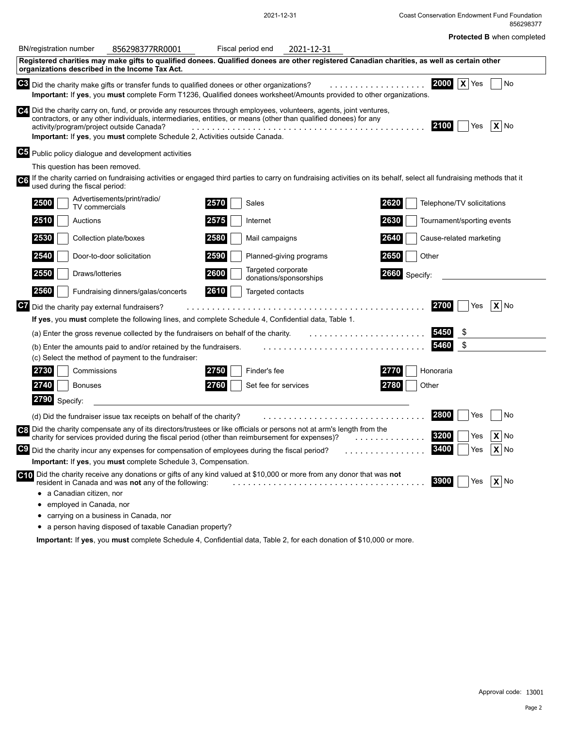**Protected B** when completed

BN/registration number 856298377RR0001 Fiscal period end 2021-12-31

**Registered charities may make gifts to qualified donees. Qualified donees are other registered Canadian charities, as well as certain other organizations described in the Income Tax Act.**

**C3** Did the charity make gifts or transfer funds to qualified donees or other organizations? **2000** [X] Yes [ ] No

**Important:** If **yes**, you **must** complete Form T1236, Qualified donees worksheet/Amounts provided to other organizations.

**C4** Did the charity carry on, fund, or provide any resources through employees, volunteers, agents, joint ventures, contractors, or any other individuals, intermediaries, entities, or means (other than qualified donees) for any activity/program/project outside Canada? **2100** [ ] Yes [X] No

**Important:** If **yes**, you **must** complete Schedule 2, Activities outside Canada.

**C5** Public policy dialogue and development activities

This question has been removed.

**C6** If the charity carried on fundraising activities or engaged third parties to carry on fundraising activities on its behalf, select all fundraising methods that it used during the fiscal period:

| | | |
|---|---|---|
| **2500** [ ] Advertisements/print/radio/ TV commercials | **2570** [ ] Sales | **2620** [ ] Telephone/TV solicitations |
| **2510** [ ] Auctions | **2575** [ ] Internet | **2630** [ ] Tournament/sporting events |
| **2530** [ ] Collection plate/boxes | **2580** [ ] Mail campaigns | **2640** [ ] Cause-related marketing |
| **2540** [ ] Door-to-door solicitation | **2590** [ ] Planned-giving programs | **2650** [ ] Other |
| **2550** [ ] Draws/lotteries | **2600** [ ] Targeted corporate donations/sponsorships | **2660** Specify: |
| **2560** [ ] Fundraising dinners/galas/concerts | **2610** [ ] Targeted contacts | |

**C7** Did the charity pay external fundraisers? **2700** [ ] Yes [X] No

**If yes**, you **must** complete the following lines, and complete Schedule 4, Confidential data, Table 1.

(a) Enter the gross revenue collected by the fundraisers on behalf of the charity. **5450** $

(b) Enter the amounts paid to and/or retained by the fundraisers. **5460** $

(c) Select the method of payment to the fundraiser:

| | | |
|---|---|---|
| **2730** [ ] Commissions | **2750** [ ] Finder's fee | **2770** [ ] Honoraria |
| **2740** [ ] Bonuses | **2760** [ ] Set fee for services | **2780** [ ] Other |

**2790** Specify:

(d) Did the fundraiser issue tax receipts on behalf of the charity? **2800** [ ] Yes [ ] No

**C8** Did the charity compensate any of its directors/trustees or like officials or persons not at arm's length from the charity for services provided during the fiscal period (other than reimbursement for expenses)? **3200** [ ] Yes [X] No

**C9** Did the charity incur any expenses for compensation of employees during the fiscal period? **3400** [ ] Yes [X] No

**Important:** If **yes**, you **must** complete Schedule 3, Compensation.

**C10** Did the charity receive any donations or gifts of any kind valued at $10,000 or more from any donor that was **not** resident in Canada and was **not** any of the following: **3900** [ ] Yes [X] No

- a Canadian citizen, nor
- employed in Canada, nor
- carrying on a business in Canada, nor
- a person having disposed of taxable Canadian property?

**Important:** If **yes**, you **must** complete Schedule 4, Confidential data, Table 2, for each donation of $10,000 or more.

Approval code: 13001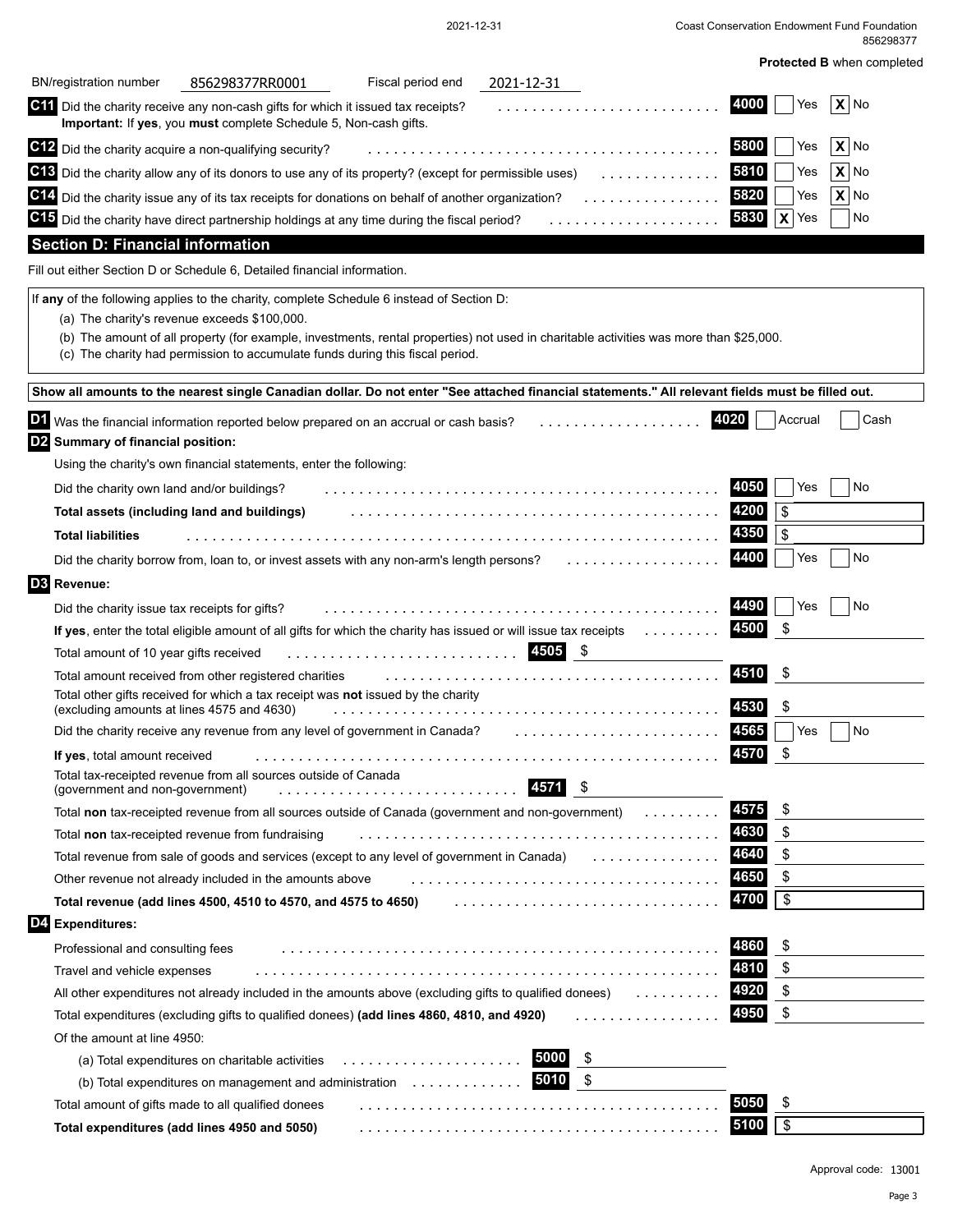Protected B when completed

BN/registration number 856298377RR0001 Fiscal period end 2021-12-31

**C11** Did the charity receive any non-cash gifts for which it issued tax receipts? **4000** ☐ Yes ☒ No
**Important:** If **yes**, you **must** complete Schedule 5, Non-cash gifts.

**C12** Did the charity acquire a non-qualifying security? **5800** ☐ Yes ☒ No

**C13** Did the charity allow any of its donors to use any of its property? (except for permissible uses) **5810** ☐ Yes ☒ No

**C14** Did the charity issue any of its tax receipts for donations on behalf of another organization? **5820** ☐ Yes ☒ No

**C15** Did the charity have direct partnership holdings at any time during the fiscal period? **5830** ☒ Yes ☐ No

## Section D: Financial information

Fill out either Section D or Schedule 6, Detailed financial information.

If **any** of the following applies to the charity, complete Schedule 6 instead of Section D:

(a) The charity's revenue exceeds $100,000.
(b) The amount of all property (for example, investments, rental properties) not used in charitable activities was more than $25,000.
(c) The charity had permission to accumulate funds during this fiscal period.

**Show all amounts to the nearest single Canadian dollar. Do not enter "See attached financial statements." All relevant fields must be filled out.**

**D1** Was the financial information reported below prepared on an accrual or cash basis? **4020** ☐ Accrual ☐ Cash

**D2 Summary of financial position:**

Using the charity's own financial statements, enter the following:

| | Line | Amount |
|---|---|---|
| Did the charity own land and/or buildings? | 4050 | ☐ Yes ☐ No |
| **Total assets (including land and buildings)** | 4200 | $ |
| **Total liabilities** | 4350 | $ |
| Did the charity borrow from, loan to, or invest assets with any non-arm's length persons? | 4400 | ☐ Yes ☐ No |

**D3 Revenue:**

| | Line | Amount |
|---|---|---|
| Did the charity issue tax receipts for gifts? | 4490 | ☐ Yes ☐ No |
| **If yes**, enter the total eligible amount of all gifts for which the charity has issued or will issue tax receipts | 4500 | $ |
| Total amount of 10 year gifts received | 4505 | $ |
| Total amount received from other registered charities | 4510 | $ |
| Total other gifts received for which a tax receipt was **not** issued by the charity (excluding amounts at lines 4575 and 4630) | 4530 | $ |
| Did the charity receive any revenue from any level of government in Canada? | 4565 | ☐ Yes ☐ No |
| **If yes**, total amount received | 4570 | $ |
| Total tax-receipted revenue from all sources outside of Canada (government and non-government) | 4571 | $ |
| Total **non** tax-receipted revenue from all sources outside of Canada (government and non-government) | 4575 | $ |
| Total **non** tax-receipted revenue from fundraising | 4630 | $ |
| Total revenue from sale of goods and services (except to any level of government in Canada) | 4640 | $ |
| Other revenue not already included in the amounts above | 4650 | $ |
| **Total revenue (add lines 4500, 4510 to 4570, and 4575 to 4650)** | 4700 | $ |

**D4 Expenditures:**

| | Line | Amount |
|---|---|---|
| Professional and consulting fees | 4860 | $ |
| Travel and vehicle expenses | 4810 | $ |
| All other expenditures not already included in the amounts above (excluding gifts to qualified donees) | 4920 | $ |
| Total expenditures (excluding gifts to qualified donees) **(add lines 4860, 4810, and 4920)** | 4950 | $ |
| Of the amount at line 4950: | | |
| (a) Total expenditures on charitable activities | 5000 | $ |
| (b) Total expenditures on management and administration | 5010 | $ |
| Total amount of gifts made to all qualified donees | 5050 | $ |
| **Total expenditures (add lines 4950 and 5050)** | 5100 | $ |

Approval code: 13001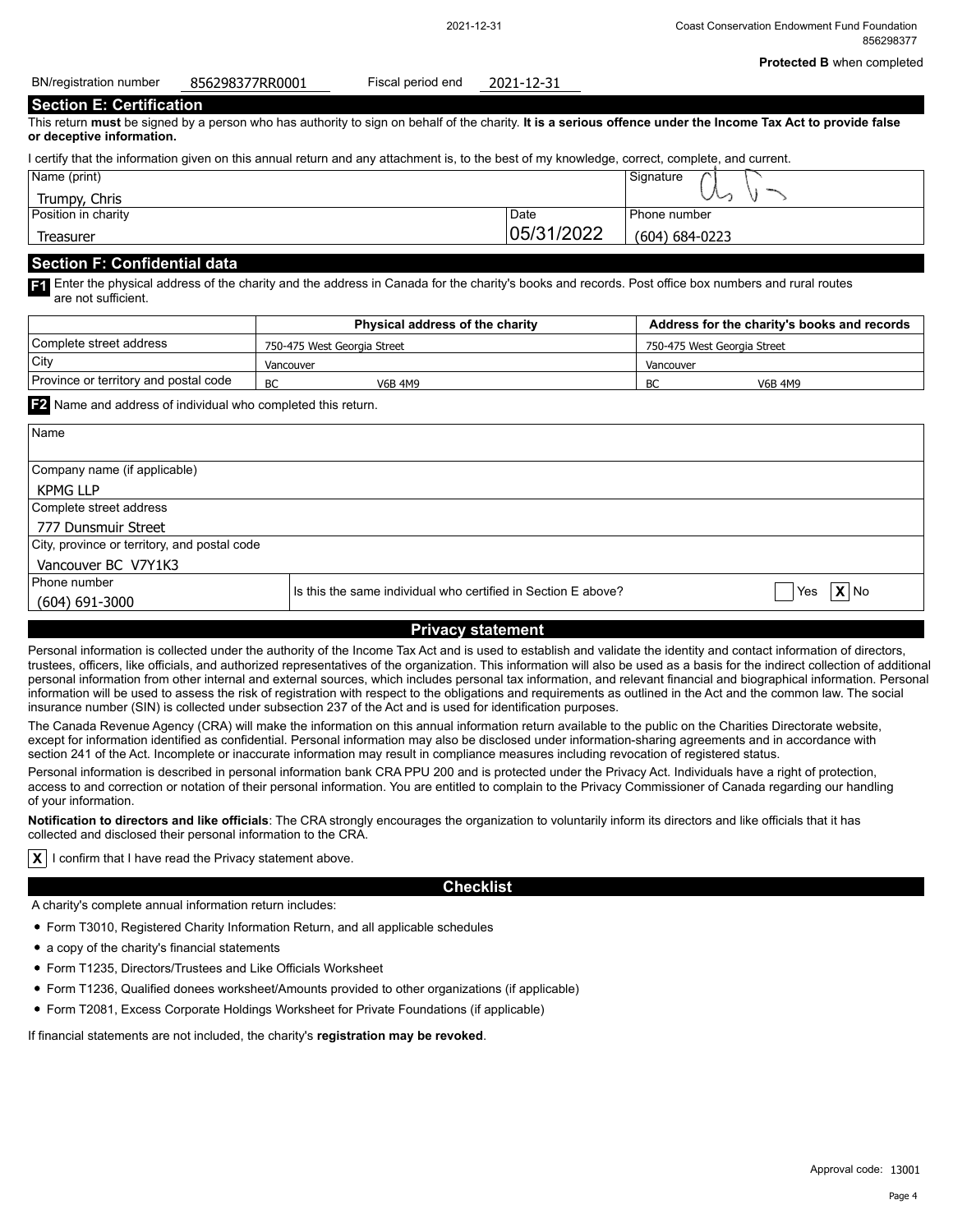**Protected B** when completed

BN/registration number 856298377RR0001 Fiscal period end 2021-12-31

## Section E: Certification

This return **must** be signed by a person who has authority to sign on behalf of the charity. **It is a serious offence under the Income Tax Act to provide false or deceptive information.**

I certify that the information given on this annual return and any attachment is, to the best of my knowledge, correct, complete, and current.

| Name (print) | | Signature |
|---|---|---|
| Trumpy, Chris | | |
| **Position in charity** | **Date** | **Phone number** |
| Treasurer | 05/31/2022 | (604) 684-0223 |

## Section F: Confidential data

**F1** Enter the physical address of the charity and the address in Canada for the charity's books and records. Post office box numbers and rural routes are not sufficient.

| | Physical address of the charity | Address for the charity's books and records |
|---|---|---|
| Complete street address | 750-475 West Georgia Street | 750-475 West Georgia Street |
| City | Vancouver | Vancouver |
| Province or territory and postal code | BC V6B 4M9 | BC V6B 4M9 |

**F2** Name and address of individual who completed this return.

| Name | |
|---|---|
| Company name (if applicable) | KPMG LLP |
| Complete street address | 777 Dunsmuir Street |
| City, province or territory, and postal code | Vancouver BC V7Y1K3 |
| Phone number | (604) 691-3000 |

Is this the same individual who certified in Section E above? [ ] Yes [X] No

## Privacy statement

Personal information is collected under the authority of the Income Tax Act and is used to establish and validate the identity and contact information of directors, trustees, officers, like officials, and authorized representatives of the organization. This information will also be used as a basis for the indirect collection of additional personal information from other internal and external sources, which includes personal tax information, and relevant financial and biographical information. Personal information will be used to assess the risk of registration with respect to the obligations and requirements as outlined in the Act and the common law. The social insurance number (SIN) is collected under subsection 237 of the Act and is used for identification purposes.

The Canada Revenue Agency (CRA) will make the information on this annual information return available to the public on the Charities Directorate website, except for information identified as confidential. Personal information may also be disclosed under information-sharing agreements and in accordance with section 241 of the Act. Incomplete or inaccurate information may result in compliance measures including revocation of registered status.

Personal information is described in personal information bank CRA PPU 200 and is protected under the Privacy Act. Individuals have a right of protection, access to and correction or notation of their personal information. You are entitled to complain to the Privacy Commissioner of Canada regarding our handling of your information.

**Notification to directors and like officials**: The CRA strongly encourages the organization to voluntarily inform its directors and like officials that it has collected and disclosed their personal information to the CRA.

[X] I confirm that I have read the Privacy statement above.

## Checklist

A charity's complete annual information return includes:

- Form T3010, Registered Charity Information Return, and all applicable schedules
- a copy of the charity's financial statements
- Form T1235, Directors/Trustees and Like Officials Worksheet
- Form T1236, Qualified donees worksheet/Amounts provided to other organizations (if applicable)
- Form T2081, Excess Corporate Holdings Worksheet for Private Foundations (if applicable)

If financial statements are not included, the charity's **registration may be revoked**.

Approval code: 13001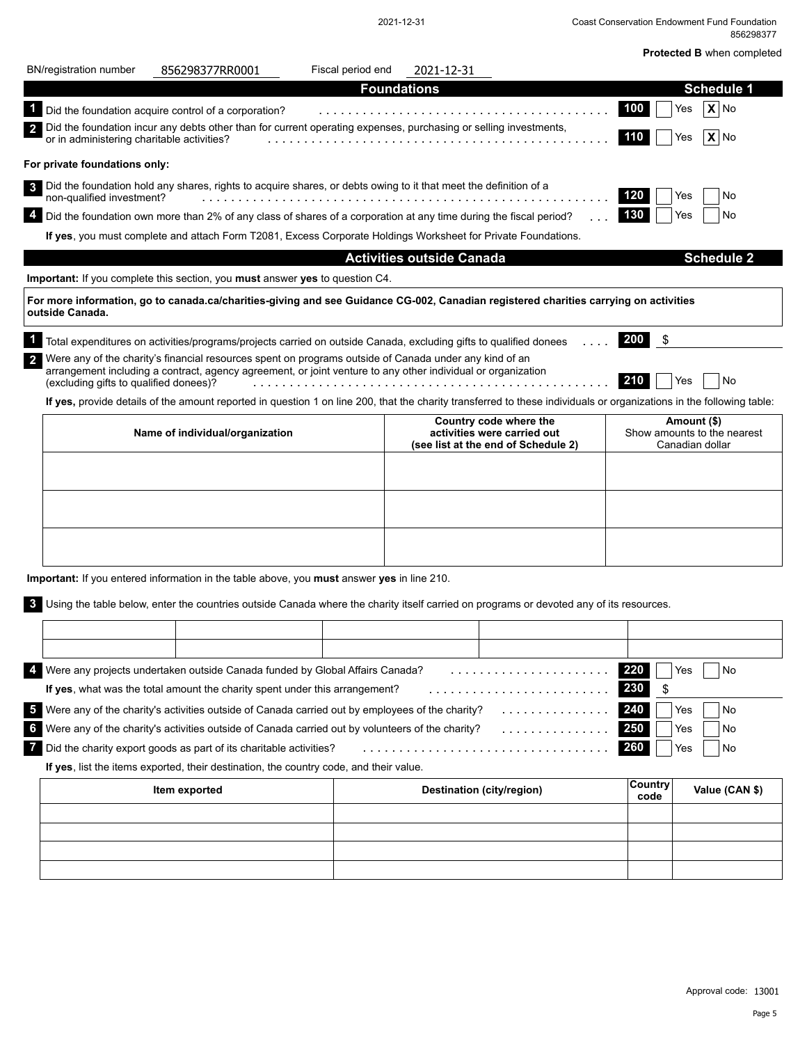**Protected B** when completed

BN/registration number 856298377RR0001  Fiscal period end 2021-12-31

## Foundations — Schedule 1

1. Did the foundation acquire control of a corporation? **100** ☐ Yes ☒ No
2. Did the foundation incur any debts other than for current operating expenses, purchasing or selling investments, or in administering charitable activities? **110** ☐ Yes ☒ No

**For private foundations only:**

3. Did the foundation hold any shares, rights to acquire shares, or debts owing to it that meet the definition of a non-qualified investment? **120** ☐ Yes ☐ No
4. Did the foundation own more than 2% of any class of shares of a corporation at any time during the fiscal period? **130** ☐ Yes ☐ No

**If yes**, you must complete and attach Form T2081, Excess Corporate Holdings Worksheet for Private Foundations.

## Activities outside Canada — Schedule 2

**Important:** If you complete this section, you **must** answer **yes** to question C4.

**For more information, go to canada.ca/charities-giving and see Guidance CG-002, Canadian registered charities carrying on activities outside Canada.**

1. Total expenditures on activities/programs/projects carried on outside Canada, excluding gifts to qualified donees **200** $
2. Were any of the charity's financial resources spent on programs outside of Canada under any kind of an arrangement including a contract, agency agreement, or joint venture to any other individual or organization (excluding gifts to qualified donees)? **210** ☐ Yes ☐ No

**If yes,** provide details of the amount reported in question 1 on line 200, that the charity transferred to these individuals or organizations in the following table:

| Name of individual/organization | Country code where the activities were carried out (see list at the end of Schedule 2) | Amount ($) Show amounts to the nearest Canadian dollar |
|---|---|---|
| | | |
| | | |
| | | |

**Important:** If you entered information in the table above, you **must** answer **yes** in line 210.

3. Using the table below, enter the countries outside Canada where the charity itself carried on programs or devoted any of its resources.

| | | | | |
|---|---|---|---|---|
| | | | | |
| | | | | |

4. Were any projects undertaken outside Canada funded by Global Affairs Canada? **220** ☐ Yes ☐ No

   **If yes**, what was the total amount the charity spent under this arrangement? **230** $

5. Were any of the charity's activities outside of Canada carried out by employees of the charity? **240** ☐ Yes ☐ No
6. Were any of the charity's activities outside of Canada carried out by volunteers of the charity? **250** ☐ Yes ☐ No
7. Did the charity export goods as part of its charitable activities? **260** ☐ Yes ☐ No

   **If yes**, list the items exported, their destination, the country code, and their value.

| Item exported | Destination (city/region) | Country code | Value (CAN $) |
|---|---|---|---|
| | | | |
| | | | |
| | | | |
| | | | |

Approval code: 13001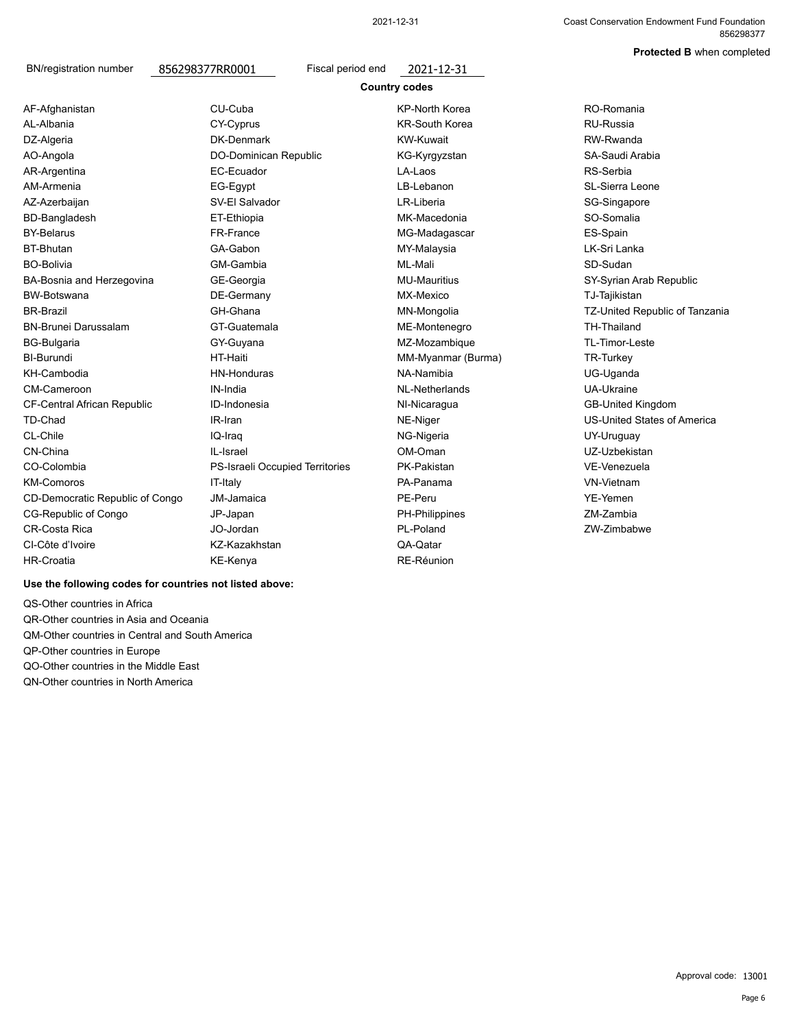**Protected B** when completed

BN/registration number 856298377RR0001 Fiscal period end 2021-12-31

## Country codes

AF-Afghanistan
AL-Albania
DZ-Algeria
AO-Angola
AR-Argentina
AM-Armenia
AZ-Azerbaijan
BD-Bangladesh
BY-Belarus
BT-Bhutan
BO-Bolivia
BA-Bosnia and Herzegovina
BW-Botswana
BR-Brazil
BN-Brunei Darussalam
BG-Bulgaria
BI-Burundi
KH-Cambodia
CM-Cameroon
CF-Central African Republic
TD-Chad
CL-Chile
CN-China
CO-Colombia
KM-Comoros
CD-Democratic Republic of Congo
CG-Republic of Congo
CR-Costa Rica
CI-Côte d'Ivoire
HR-Croatia
CU-Cuba
CY-Cyprus
DK-Denmark
DO-Dominican Republic
EC-Ecuador
EG-Egypt
SV-El Salvador
ET-Ethiopia
FR-France
GA-Gabon
GM-Gambia
GE-Georgia
DE-Germany
GH-Ghana
GT-Guatemala
GY-Guyana
HT-Haiti
HN-Honduras
IN-India
ID-Indonesia
IR-Iran
IQ-Iraq
IL-Israel
PS-Israeli Occupied Territories
IT-Italy
JM-Jamaica
JP-Japan
JO-Jordan
KZ-Kazakhstan
KE-Kenya
KP-North Korea
KR-South Korea
KW-Kuwait
KG-Kyrgyzstan
LA-Laos
LB-Lebanon
LR-Liberia
MK-Macedonia
MG-Madagascar
MY-Malaysia
ML-Mali
MU-Mauritius
MX-Mexico
MN-Mongolia
ME-Montenegro
MZ-Mozambique
MM-Myanmar (Burma)
NA-Namibia
NL-Netherlands
NI-Nicaragua
NE-Niger
NG-Nigeria
OM-Oman
PK-Pakistan
PA-Panama
PE-Peru
PH-Philippines
PL-Poland
QA-Qatar
RE-Réunion
RO-Romania
RU-Russia
RW-Rwanda
SA-Saudi Arabia
RS-Serbia
SL-Sierra Leone
SG-Singapore
SO-Somalia
ES-Spain
LK-Sri Lanka
SD-Sudan
SY-Syrian Arab Republic
TJ-Tajikistan
TZ-United Republic of Tanzania
TH-Thailand
TL-Timor-Leste
TR-Turkey
UG-Uganda
UA-Ukraine
GB-United Kingdom
US-United States of America
UY-Uruguay
UZ-Uzbekistan
VE-Venezuela
VN-Vietnam
YE-Yemen
ZM-Zambia
ZW-Zimbabwe

**Use the following codes for countries not listed above:**

QS-Other countries in Africa
QR-Other countries in Asia and Oceania
QM-Other countries in Central and South America
QP-Other countries in Europe
QO-Other countries in the Middle East
QN-Other countries in North America

Approval code: 13001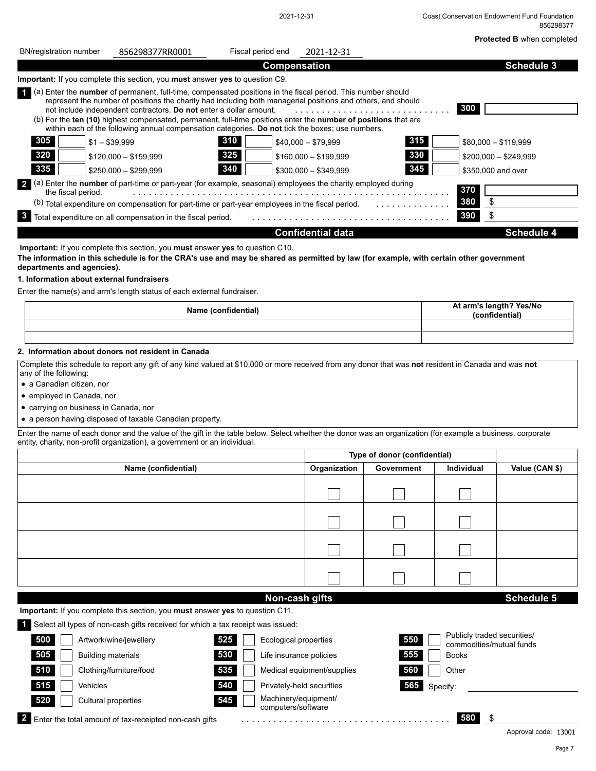**Protected B** when completed

BN/registration number 856298377RR0001 Fiscal period end 2021-12-31

## Compensation — Schedule 3

**Important:** If you complete this section, you **must** answer **yes** to question C9.

**1** (a) Enter the **number** of permanent, full-time, compensated positions in the fiscal period. This number should represent the number of positions the charity had including both managerial positions and others, and should not include independent contractors. **Do not** enter a dollar amount. ..... **300**

(b) For the **ten (10)** highest compensated, permanent, full-time positions enter the **number of positions** that are within each of the following annual compensation categories. **Do not** tick the boxes; use numbers.

| Code | Category | Code | Category | Code | Category |
|---|---|---|---|---|---|
| 305 | $1 – $39,999 | 310 | $40,000 – $79,999 | 315 | $80,000 – $119,999 |
| 320 | $120,000 – $159,999 | 325 | $160,000 – $199,999 | 330 | $200,000 – $249,999 |
| 335 | $250,000 – $299,999 | 340 | $300,000 – $349,999 | 345 | $350,000 and over |

**2** (a) Enter the **number** of part-time or part-year (for example, seasonal) employees the charity employed during the fiscal period. ..... **370**

(b) Total expenditure on compensation for part-time or part-year employees in the fiscal period. ..... **380** $

**3** Total expenditure on all compensation in the fiscal period. ..... **390** $

## Confidential data — Schedule 4

**Important:** If you complete this section, you **must** answer **yes** to question C10.

**The information in this schedule is for the CRA's use and may be shared as permitted by law (for example, with certain other government departments and agencies).**

### 1. Information about external fundraisers

Enter the name(s) and arm's length status of each external fundraiser.

| Name (confidential) | At arm's length? Yes/No (confidential) |
|---|---|
| | |
| | |

### 2. Information about donors not resident in Canada

Complete this schedule to report any gift of any kind valued at $10,000 or more received from any donor that was **not** resident in Canada and was **not** any of the following:

- a Canadian citizen, nor
- employed in Canada, nor
- carrying on business in Canada, nor
- a person having disposed of taxable Canadian property.

Enter the name of each donor and the value of the gift in the table below. Select whether the donor was an organization (for example a business, corporate entity, charity, non-profit organization), a government or an individual.

| | Type of donor (confidential) | | | |
|---|---|---|---|---|
| Name (confidential) | Organization | Government | Individual | Value (CAN $) |
| | ☐ | ☐ | ☐ | |
| | ☐ | ☐ | ☐ | |
| | ☐ | ☐ | ☐ | |
| | ☐ | ☐ | ☐ | |

## Non-cash gifts — Schedule 5

**Important:** If you complete this section, you **must** answer **yes** to question C11.

**1** Select all types of non-cash gifts received for which a tax receipt was issued:

| Code | Type | Code | Type | Code | Type |
|---|---|---|---|---|---|
| 500 | ☐ Artwork/wine/jewellery | 525 | ☐ Ecological properties | 550 | ☐ Publicly traded securities/ commodities/mutual funds |
| 505 | ☐ Building materials | 530 | ☐ Life insurance policies | 555 | ☐ Books |
| 510 | ☐ Clothing/furniture/food | 535 | ☐ Medical equipment/supplies | 560 | ☐ Other |
| 515 | ☐ Vehicles | 540 | ☐ Privately-held securities | 565 | Specify: |
| 520 | ☐ Cultural properties | 545 | ☐ Machinery/equipment/ computers/software | | |

**2** Enter the total amount of tax-receipted non-cash gifts ..... **580** $

Approval code: 13001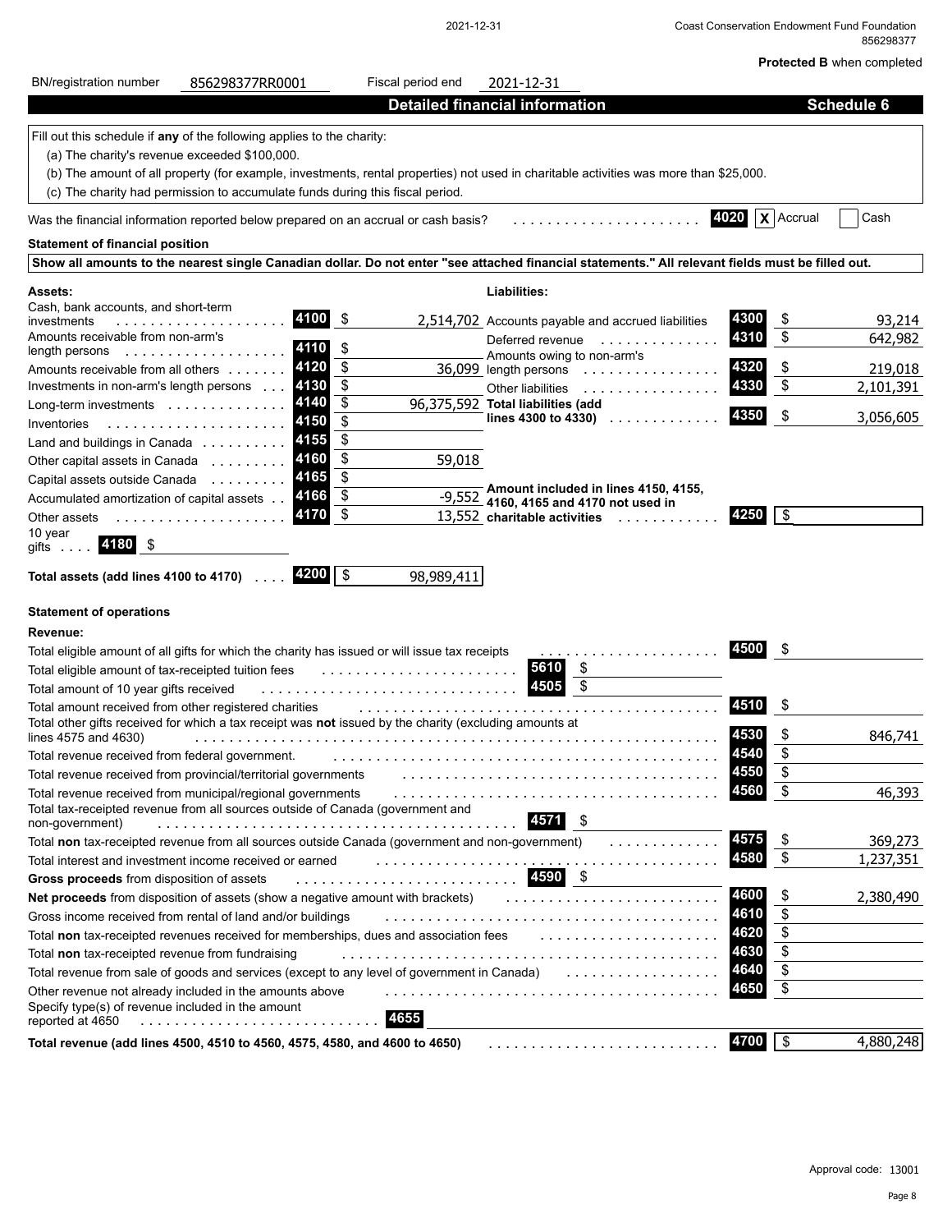**Protected B** when completed

BN/registration number 856298377RR0001 Fiscal period end 2021-12-31

## Detailed financial information — Schedule 6

Fill out this schedule if **any** of the following applies to the charity:

(a) The charity's revenue exceeded $100,000.

(b) The amount of all property (for example, investments, rental properties) not used in charitable activities was more than $25,000.

(c) The charity had permission to accumulate funds during this fiscal period.

Was the financial information reported below prepared on an accrual or cash basis? 4020 [X] Accrual [ ] Cash

### Statement of financial position

**Show all amounts to the nearest single Canadian dollar. Do not enter "see attached financial statements." All relevant fields must be filled out.**

**Assets:**

| Description | Line | Amount |
|---|---|---|
| Cash, bank accounts, and short-term investments | 4100 | $ 2,514,702 |
| Amounts receivable from non-arm's length persons | 4110 | $ |
| Amounts receivable from all others | 4120 | $ 36,099 |
| Investments in non-arm's length persons | 4130 | $ |
| Long-term investments | 4140 | $ 96,375,592 |
| Inventories | 4150 | $ |
| Land and buildings in Canada | 4155 | $ |
| Other capital assets in Canada | 4160 | $ 59,018 |
| Capital assets outside Canada | 4165 | $ |
| Accumulated amortization of capital assets | 4166 | $ -9,552 |
| Other assets | 4170 | $ 13,552 |
| 10 year gifts | 4180 | $ |
| **Total assets (add lines 4100 to 4170)** | 4200 | $ 98,989,411 |

**Liabilities:**

| Description | Line | Amount |
|---|---|---|
| Accounts payable and accrued liabilities | 4300 | $ 93,214 |
| Deferred revenue | 4310 | $ 642,982 |
| Amounts owing to non-arm's length persons | 4320 | $ 219,018 |
| Other liabilities | 4330 | $ 2,101,391 |
| **Total liabilities (add lines 4300 to 4330)** | 4350 | $ 3,056,605 |
| **Amount included in lines 4150, 4155, 4160, 4165 and 4170 not used in charitable activities** | 4250 | $ |

### Statement of operations

**Revenue:**

| Description | Line | Amount |
|---|---|---|
| Total eligible amount of all gifts for which the charity has issued or will issue tax receipts | 4500 | $ |
| Total eligible amount of tax-receipted tuition fees | 5610 | $ |
| Total amount of 10 year gifts received | 4505 | $ |
| Total amount received from other registered charities | 4510 | $ |
| Total other gifts received for which a tax receipt was **not** issued by the charity (excluding amounts at lines 4575 and 4630) | 4530 | $ 846,741 |
| Total revenue received from federal government. | 4540 | $ |
| Total revenue received from provincial/territorial governments | 4550 | $ |
| Total revenue received from municipal/regional governments | 4560 | $ 46,393 |
| Total tax-receipted revenue from all sources outside of Canada (government and non-government) | 4571 | $ |
| Total **non** tax-receipted revenue from all sources outside Canada (government and non-government) | 4575 | $ 369,273 |
| Total interest and investment income received or earned | 4580 | $ 1,237,351 |
| **Gross proceeds** from disposition of assets | 4590 | $ |
| **Net proceeds** from disposition of assets (show a negative amount with brackets) | 4600 | $ 2,380,490 |
| Gross income received from rental of land and/or buildings | 4610 | $ |
| Total **non** tax-receipted revenues received for memberships, dues and association fees | 4620 | $ |
| Total **non** tax-receipted revenue from fundraising | 4630 | $ |
| Total revenue from sale of goods and services (except to any level of government in Canada) | 4640 | $ |
| Other revenue not already included in the amounts above | 4650 | $ |
| Specify type(s) of revenue included in the amount reported at 4650 | 4655 | |
| **Total revenue (add lines 4500, 4510 to 4560, 4575, 4580, and 4600 to 4650)** | 4700 | $ 4,880,248 |

Approval code: 13001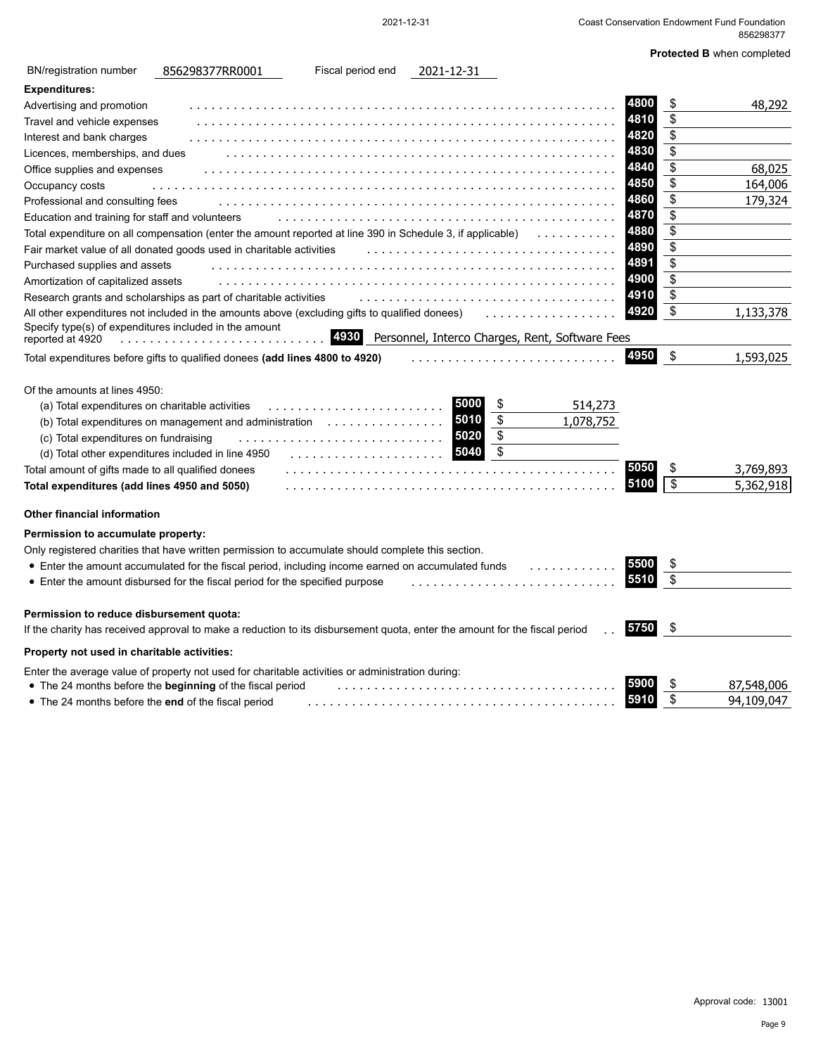**Protected B** when completed

BN/registration number 856298377RR0001 Fiscal period end 2021-12-31

**Expenditures:**

| Description | Line | Amount |
|---|---|---|
| Advertising and promotion | 4800 | $ 48,292 |
| Travel and vehicle expenses | 4810 | $ |
| Interest and bank charges | 4820 | $ |
| Licences, memberships, and dues | 4830 | $ |
| Office supplies and expenses | 4840 | $ 68,025 |
| Occupancy costs | 4850 | $ 164,006 |
| Professional and consulting fees | 4860 | $ 179,324 |
| Education and training for staff and volunteers | 4870 | $ |
| Total expenditure on all compensation (enter the amount reported at line 390 in Schedule 3, if applicable) | 4880 | $ |
| Fair market value of all donated goods used in charitable activities | 4890 | $ |
| Purchased supplies and assets | 4891 | $ |
| Amortization of capitalized assets | 4900 | $ |
| Research grants and scholarships as part of charitable activities | 4910 | $ |
| All other expenditures not included in the amounts above (excluding gifts to qualified donees) | 4920 | $ 1,133,378 |
| Specify type(s) of expenditures included in the amount reported at 4920 | 4930 | Personnel, Interco Charges, Rent, Software Fees |
| Total expenditures before gifts to qualified donees **(add lines 4800 to 4920)** | 4950 | $ 1,593,025 |

Of the amounts at lines 4950:

| Description | Line | Amount |
|---|---|---|
| (a) Total expenditures on charitable activities | 5000 | $ 514,273 |
| (b) Total expenditures on management and administration | 5010 | $ 1,078,752 |
| (c) Total expenditures on fundraising | 5020 | $ |
| (d) Total other expenditures included in line 4950 | 5040 | $ |

| Description | Line | Amount |
|---|---|---|
| Total amount of gifts made to all qualified donees | 5050 | $ 3,769,893 |
| **Total expenditures (add lines 4950 and 5050)** | 5100 | $ 5,362,918 |

**Other financial information**

**Permission to accumulate property:**

Only registered charities that have written permission to accumulate should complete this section.

- Enter the amount accumulated for the fiscal period, including income earned on accumulated funds — 5500 $
- Enter the amount disbursed for the fiscal period for the specified purpose — 5510 $

**Permission to reduce disbursement quota:**

If the charity has received approval to make a reduction to its disbursement quota, enter the amount for the fiscal period — 5750 $

**Property not used in charitable activities:**

Enter the average value of property not used for charitable activities or administration during:

- The 24 months before the **beginning** of the fiscal period — 5900 $ 87,548,006
- The 24 months before the **end** of the fiscal period — 5910 $ 94,109,047

Approval code: 13001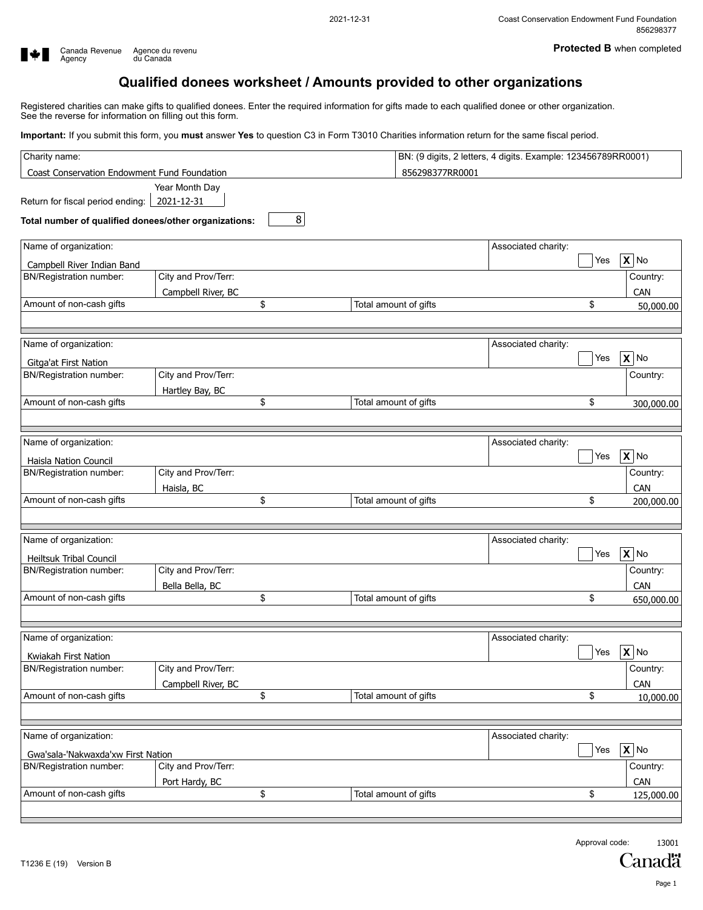Canada Revenue Agency / Agence du revenu du Canada

**Protected B** when completed

# Qualified donees worksheet / Amounts provided to other organizations

Registered charities can make gifts to qualified donees. Enter the required information for gifts made to each qualified donee or other organization. See the reverse for information on filling out this form.

**Important:** If you submit this form, you **must** answer **Yes** to question C3 in Form T3010 Charities information return for the same fiscal period.

| Charity name: | BN: (9 digits, 2 letters, 4 digits. Example: 123456789RR0001) |
|---|---|
| Coast Conservation Endowment Fund Foundation | 856298377RR0001 |

Return for fiscal period ending (Year Month Day): 2021-12-31

**Total number of qualified donees/other organizations:** 8

| Name of organization | Associated charity | BN/Registration number | City and Prov/Terr | Country | Amount of non-cash gifts | Total amount of gifts |
|---|---|---|---|---|---|---|
| Campbell River Indian Band | No | | Campbell River, BC | CAN | $ | $ 50,000.00 |
| Gitga'at First Nation | No | | Hartley Bay, BC | | $ | $ 300,000.00 |
| Haisla Nation Council | No | | Haisla, BC | CAN | $ | $ 200,000.00 |
| Heiltsuk Tribal Council | No | | Bella Bella, BC | CAN | $ | $ 650,000.00 |
| Kwiakah First Nation | No | | Campbell River, BC | CAN | $ | $ 10,000.00 |
| Gwa'sala-'Nakwaxda'xw First Nation | No | | Port Hardy, BC | CAN | $ | $ 125,000.00 |

T1236 E (19) Version B

Approval code: 13001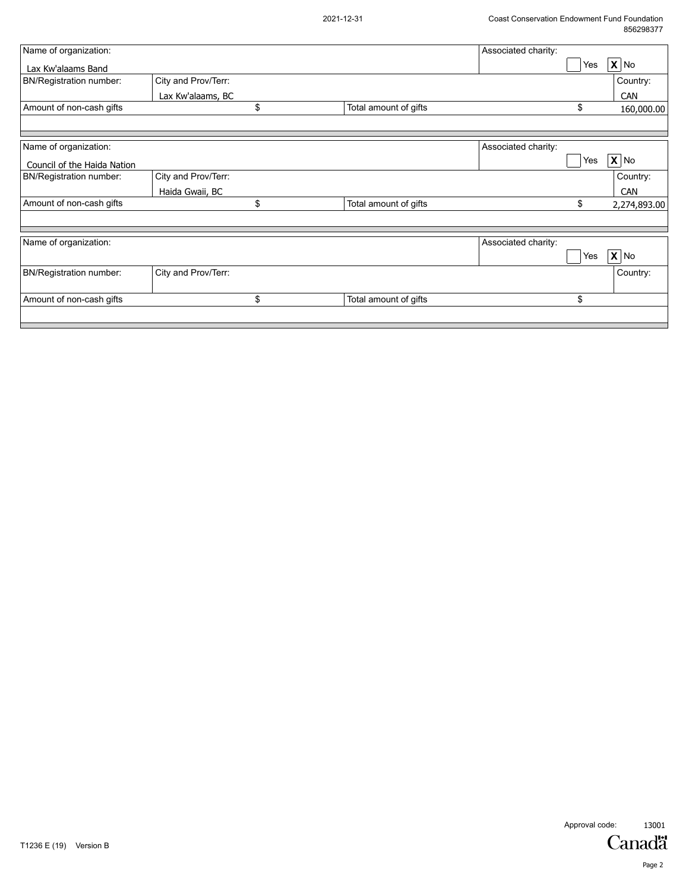| Name of organization: | | | Associated charity: |
| --- | --- | --- | --- |
| Lax Kw'alaams Band | | | ☐ Yes ☒ No |
| BN/Registration number: | City and Prov/Terr: Lax Kw'alaams, BC | | Country: CAN |
| Amount of non-cash gifts | $ | Total amount of gifts | $ 160,000.00 |

| Name of organization: | | | Associated charity: |
| --- | --- | --- | --- |
| Council of the Haida Nation | | | ☐ Yes ☒ No |
| BN/Registration number: | City and Prov/Terr: Haida Gwaii, BC | | Country: CAN |
| Amount of non-cash gifts | $ | Total amount of gifts | $ 2,274,893.00 |

| Name of organization: | | | Associated charity: |
| --- | --- | --- | --- |
| | | | ☐ Yes ☒ No |
| BN/Registration number: | City and Prov/Terr: | | Country: |
| Amount of non-cash gifts | $ | Total amount of gifts | $ |

Approval code: 13001